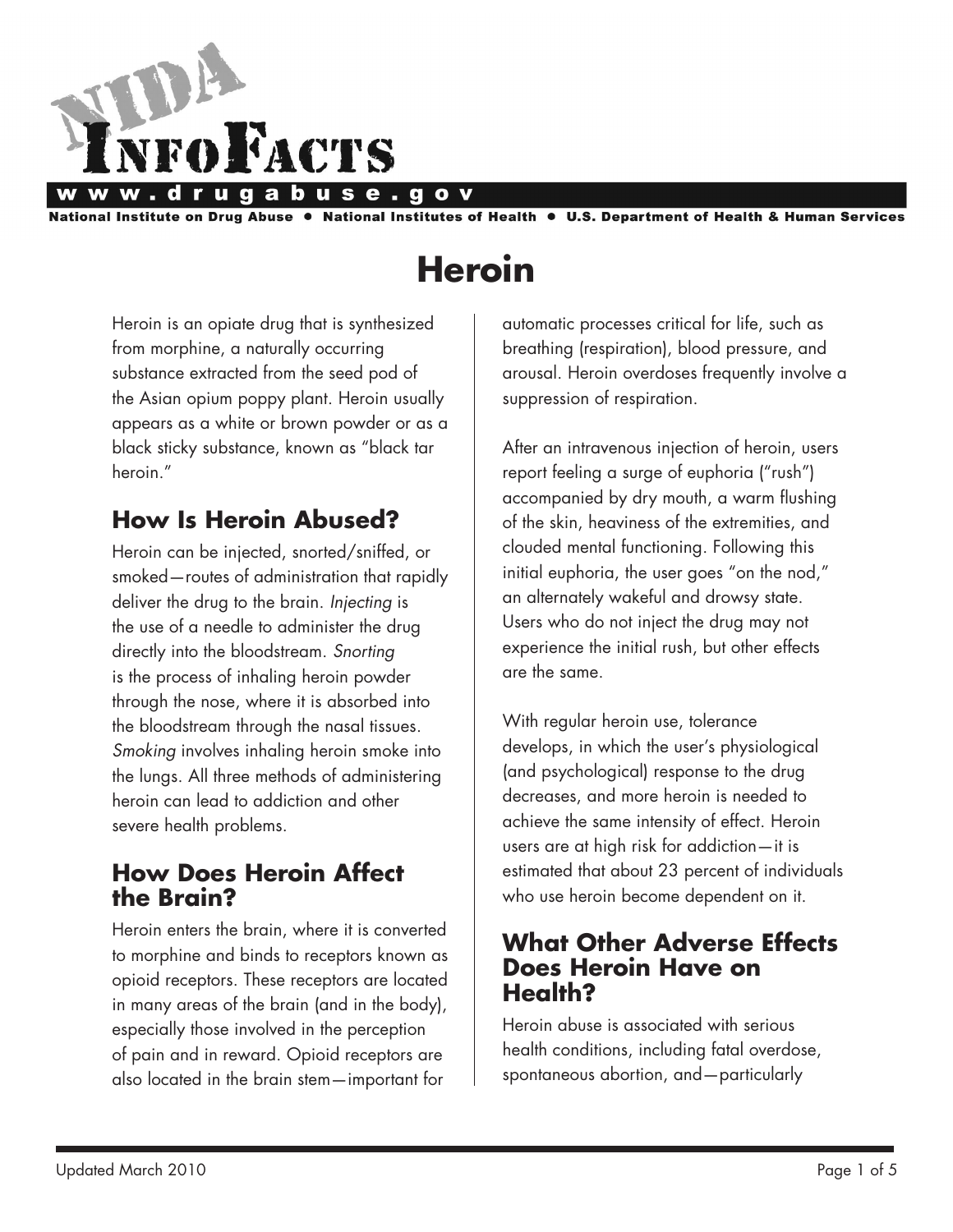# NIDA InfoFacts

**www.drugabuse.gov**

**National Institute on Drug Abuse • National Institutes of Health • U.S. Department of Health & Human Services**

# Heroin

Heroin is an opiate drug that is synthesized from morphine, a naturally occurring substance extracted from the seed pod of the Asian opium poppy plant. Heroin usually appears as a white or brown powder or as a black sticky substance, known as "black tar heroin."

## How Is Heroin Abused?

Heroin can be injected, snorted/sniffed, or smoked—routes of administration that rapidly deliver the drug to the brain. *Injecting* is the use of a needle to administer the drug directly into the bloodstream. *Snorting* is the process of inhaling heroin powder through the nose, where it is absorbed into the bloodstream through the nasal tissues. *Smoking* involves inhaling heroin smoke into the lungs. All three methods of administering heroin can lead to addiction and other severe health problems.

## How Does Heroin Affect the Brain?

Heroin enters the brain, where it is converted to morphine and binds to receptors known as opioid receptors. These receptors are located in many areas of the brain (and in the body), especially those involved in the perception of pain and in reward. Opioid receptors are also located in the brain stem—important for automatic processes critical for life, such as breathing (respiration), blood pressure, and arousal. Heroin overdoses frequently involve a suppression of respiration.

After an intravenous injection of heroin, users report feeling a surge of euphoria ("rush") accompanied by dry mouth, a warm flushing of the skin, heaviness of the extremities, and clouded mental functioning. Following this initial euphoria, the user goes "on the nod," an alternately wakeful and drowsy state. Users who do not inject the drug may not experience the initial rush, but other effects are the same.

With regular heroin use, tolerance develops, in which the user's physiological (and psychological) response to the drug decreases, and more heroin is needed to achieve the same intensity of effect. Heroin users are at high risk for addiction—it is estimated that about 23 percent of individuals who use heroin become dependent on it.

## What Other Adverse Effects Does Heroin Have on Health?

Heroin abuse is associated with serious health conditions, including fatal overdose, spontaneous abortion, and—particularly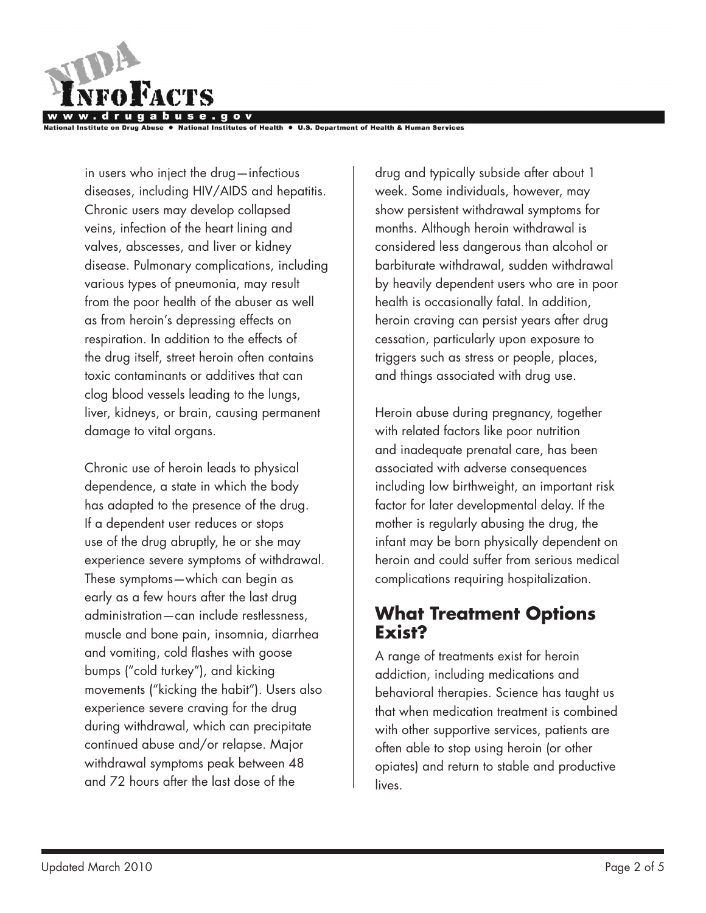in users who inject the drug—infectious diseases, including HIV/AIDS and hepatitis. Chronic users may develop collapsed veins, infection of the heart lining and valves, abscesses, and liver or kidney disease. Pulmonary complications, including various types of pneumonia, may result from the poor health of the abuser as well as from heroin's depressing effects on respiration. In addition to the effects of the drug itself, street heroin often contains toxic contaminants or additives that can clog blood vessels leading to the lungs, liver, kidneys, or brain, causing permanent damage to vital organs.

Chronic use of heroin leads to physical dependence, a state in which the body has adapted to the presence of the drug. If a dependent user reduces or stops use of the drug abruptly, he or she may experience severe symptoms of withdrawal. These symptoms—which can begin as early as a few hours after the last drug administration—can include restlessness, muscle and bone pain, insomnia, diarrhea and vomiting, cold flashes with goose bumps ("cold turkey"), and kicking movements ("kicking the habit"). Users also experience severe craving for the drug during withdrawal, which can precipitate continued abuse and/or relapse. Major withdrawal symptoms peak between 48 and 72 hours after the last dose of the drug and typically subside after about 1 week. Some individuals, however, may show persistent withdrawal symptoms for months. Although heroin withdrawal is considered less dangerous than alcohol or barbiturate withdrawal, sudden withdrawal by heavily dependent users who are in poor health is occasionally fatal. In addition, heroin craving can persist years after drug cessation, particularly upon exposure to triggers such as stress or people, places, and things associated with drug use.

Heroin abuse during pregnancy, together with related factors like poor nutrition and inadequate prenatal care, has been associated with adverse consequences including low birthweight, an important risk factor for later developmental delay. If the mother is regularly abusing the drug, the infant may be born physically dependent on heroin and could suffer from serious medical complications requiring hospitalization.

## What Treatment Options Exist?

A range of treatments exist for heroin addiction, including medications and behavioral therapies. Science has taught us that when medication treatment is combined with other supportive services, patients are often able to stop using heroin (or other opiates) and return to stable and productive lives.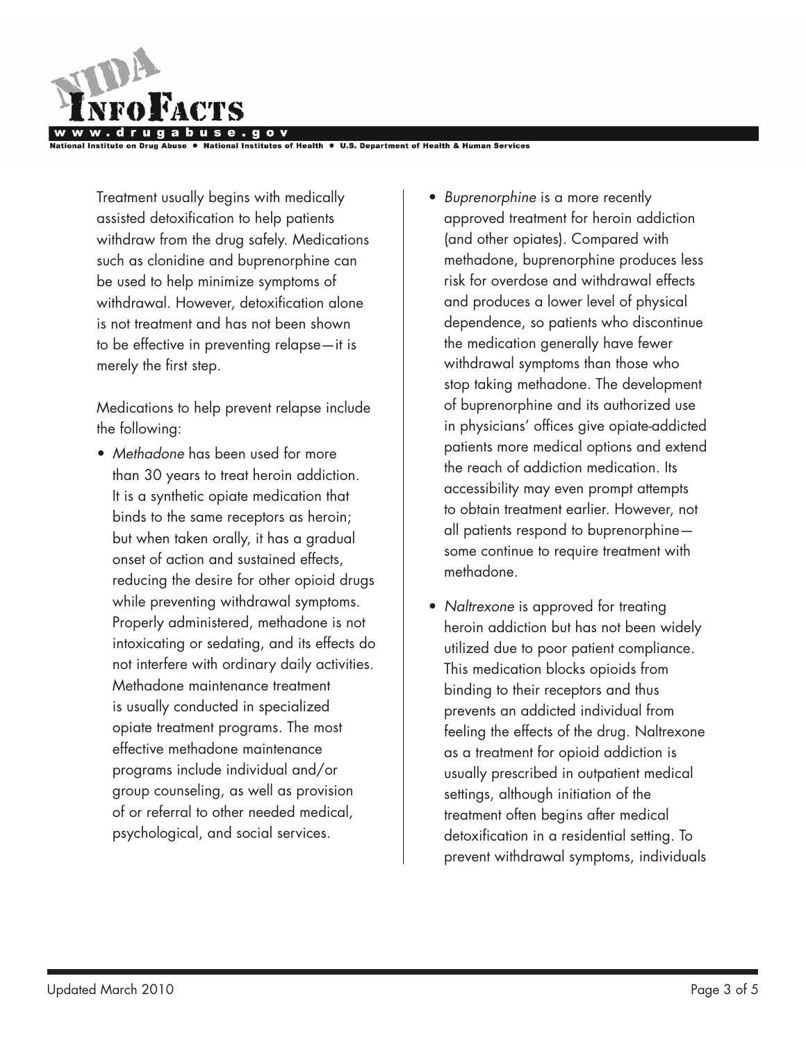Treatment usually begins with medically assisted detoxification to help patients withdraw from the drug safely. Medications such as clonidine and buprenorphine can be used to help minimize symptoms of withdrawal. However, detoxification alone is not treatment and has not been shown to be effective in preventing relapse—it is merely the first step.

Medications to help prevent relapse include the following:

- *Methadone* has been used for more than 30 years to treat heroin addiction. It is a synthetic opiate medication that binds to the same receptors as heroin; but when taken orally, it has a gradual onset of action and sustained effects, reducing the desire for other opioid drugs while preventing withdrawal symptoms. Properly administered, methadone is not intoxicating or sedating, and its effects do not interfere with ordinary daily activities. Methadone maintenance treatment is usually conducted in specialized opiate treatment programs. The most effective methadone maintenance programs include individual and/or group counseling, as well as provision of or referral to other needed medical, psychological, and social services.

- *Buprenorphine* is a more recently approved treatment for heroin addiction (and other opiates). Compared with methadone, buprenorphine produces less risk for overdose and withdrawal effects and produces a lower level of physical dependence, so patients who discontinue the medication generally have fewer withdrawal symptoms than those who stop taking methadone. The development of buprenorphine and its authorized use in physicians' offices give opiate-addicted patients more medical options and extend the reach of addiction medication. Its accessibility may even prompt attempts to obtain treatment earlier. However, not all patients respond to buprenorphine—some continue to require treatment with methadone.

- *Naltrexone* is approved for treating heroin addiction but has not been widely utilized due to poor patient compliance. This medication blocks opioids from binding to their receptors and thus prevents an addicted individual from feeling the effects of the drug. Naltrexone as a treatment for opioid addiction is usually prescribed in outpatient medical settings, although initiation of the treatment often begins after medical detoxification in a residential setting. To prevent withdrawal symptoms, individuals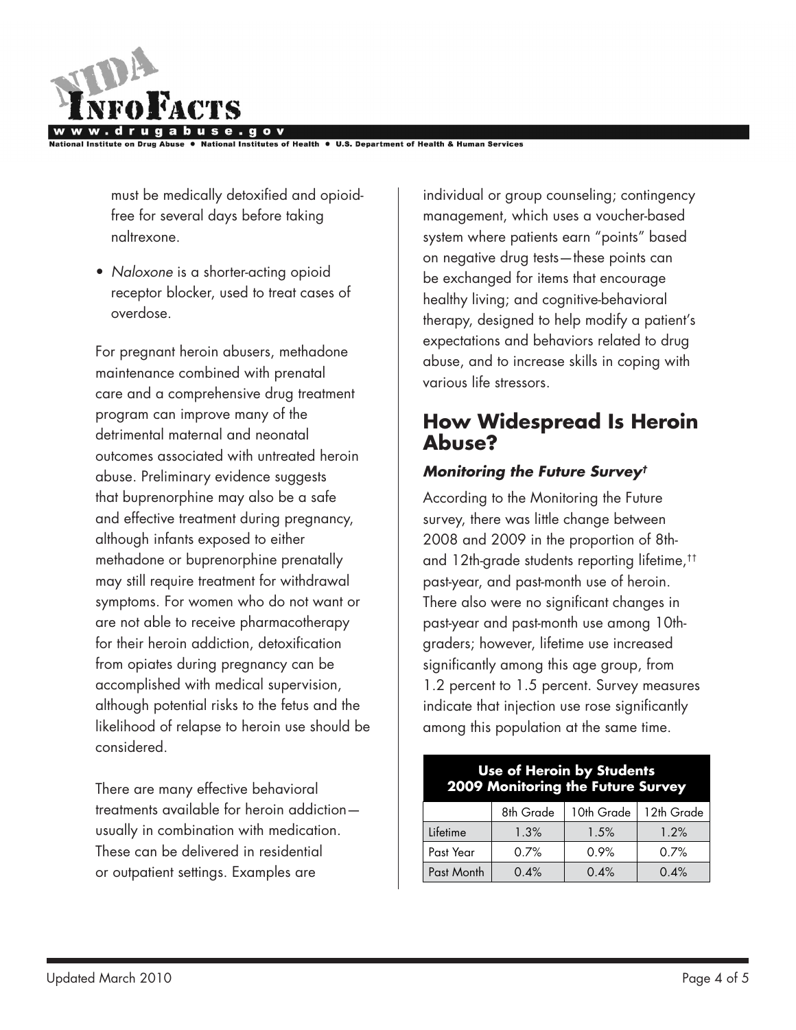must be medically detoxified and opioid-free for several days before taking naltrexone.

- *Naloxone* is a shorter-acting opioid receptor blocker, used to treat cases of overdose.

For pregnant heroin abusers, methadone maintenance combined with prenatal care and a comprehensive drug treatment program can improve many of the detrimental maternal and neonatal outcomes associated with untreated heroin abuse. Preliminary evidence suggests that buprenorphine may also be a safe and effective treatment during pregnancy, although infants exposed to either methadone or buprenorphine prenatally may still require treatment for withdrawal symptoms. For women who do not want or are not able to receive pharmacotherapy for their heroin addiction, detoxification from opiates during pregnancy can be accomplished with medical supervision, although potential risks to the fetus and the likelihood of relapse to heroin use should be considered.

There are many effective behavioral treatments available for heroin addiction—usually in combination with medication. These can be delivered in residential or outpatient settings. Examples are individual or group counseling; contingency management, which uses a voucher-based system where patients earn "points" based on negative drug tests—these points can be exchanged for items that encourage healthy living; and cognitive-behavioral therapy, designed to help modify a patient's expectations and behaviors related to drug abuse, and to increase skills in coping with various life stressors.

## How Widespread Is Heroin Abuse?

### *Monitoring the Future Survey*[†]

According to the Monitoring the Future survey, there was little change between 2008 and 2009 in the proportion of 8th- and 12th-grade students reporting lifetime,[††] past-year, and past-month use of heroin. There also were no significant changes in past-year and past-month use among 10th-graders; however, lifetime use increased significantly among this age group, from 1.2 percent to 1.5 percent. Survey measures indicate that injection use rose significantly among this population at the same time.

**Use of Heroin by Students 2009 Monitoring the Future Survey**

| | 8th Grade | 10th Grade | 12th Grade |
|---|---|---|---|
| Lifetime | 1.3% | 1.5% | 1.2% |
| Past Year | 0.7% | 0.9% | 0.7% |
| Past Month | 0.4% | 0.4% | 0.4% |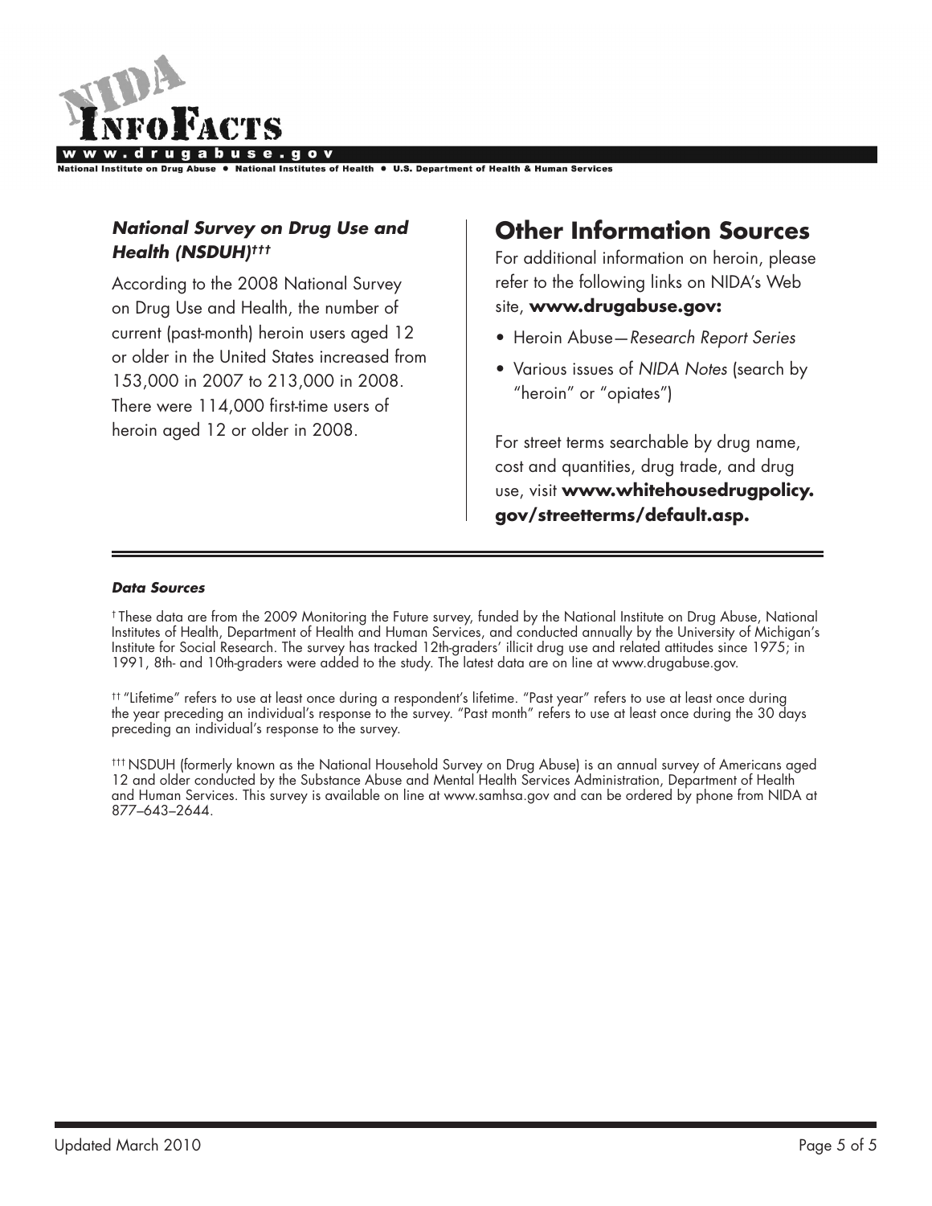### *National Survey on Drug Use and Health (NSDUH)†††*

According to the 2008 National Survey on Drug Use and Health, the number of current (past-month) heroin users aged 12 or older in the United States increased from 153,000 in 2007 to 213,000 in 2008. There were 114,000 first-time users of heroin aged 12 or older in 2008.

## Other Information Sources

For additional information on heroin, please refer to the following links on NIDA's Web site, **www.drugabuse.gov:**

- Heroin Abuse—*Research Report Series*
- Various issues of *NIDA Notes* (search by "heroin" or "opiates")

For street terms searchable by drug name, cost and quantities, drug trade, and drug use, visit **www.whitehousedrugpolicy.gov/streetterms/default.asp.**

---

***Data Sources***

† These data are from the 2009 Monitoring the Future survey, funded by the National Institute on Drug Abuse, National Institutes of Health, Department of Health and Human Services, and conducted annually by the University of Michigan's Institute for Social Research. The survey has tracked 12th-graders' illicit drug use and related attitudes since 1975; in 1991, 8th- and 10th-graders were added to the study. The latest data are on line at www.drugabuse.gov.

†† "Lifetime" refers to use at least once during a respondent's lifetime. "Past year" refers to use at least once during the year preceding an individual's response to the survey. "Past month" refers to use at least once during the 30 days preceding an individual's response to the survey.

††† NSDUH (formerly known as the National Household Survey on Drug Abuse) is an annual survey of Americans aged 12 and older conducted by the Substance Abuse and Mental Health Services Administration, Department of Health and Human Services. This survey is available on line at www.samhsa.gov and can be ordered by phone from NIDA at 877–643–2644.

Updated March 2010